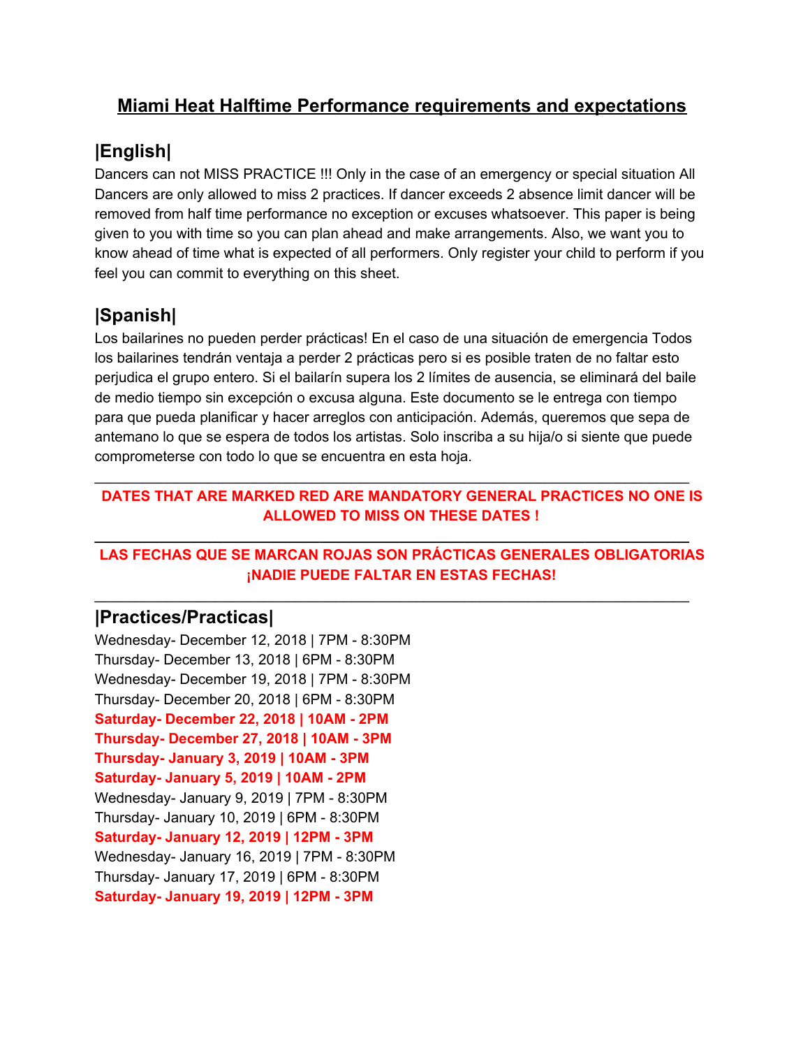# Miami Heat Halftime Performance requirements and expectations

## |English|

Dancers can not MISS PRACTICE !!! Only in the case of an emergency or special situation All Dancers are only allowed to miss 2 practices. If dancer exceeds 2 absence limit dancer will be removed from half time performance no exception or excuses whatsoever. This paper is being given to you with time so you can plan ahead and make arrangements. Also, we want you to know ahead of time what is expected of all performers. Only register your child to perform if you feel you can commit to everything on this sheet.

## |Spanish|

Los bailarines no pueden perder prácticas! En el caso de una situación de emergencia Todos los bailarines tendrán ventaja a perder 2 prácticas pero si es posible traten de no faltar esto perjudica el grupo entero. Si el bailarín supera los 2 límites de ausencia, se eliminará del baile de medio tiempo sin excepción o excusa alguna. Este documento se le entrega con tiempo para que pueda planificar y hacer arreglos con anticipación. Además, queremos que sepa de antemano lo que se espera de todos los artistas. Solo inscriba a su hija/o si siente que puede comprometerse con todo lo que se encuentra en esta hoja.

---

**DATES THAT ARE MARKED RED ARE MANDATORY GENERAL PRACTICES NO ONE IS ALLOWED TO MISS ON THESE DATES !**

---

**LAS FECHAS QUE SE MARCAN ROJAS SON PRÁCTICAS GENERALES OBLIGATORIAS ¡NADIE PUEDE FALTAR EN ESTAS FECHAS!**

---

## |Practices/Practicas|

Wednesday- December 12, 2018 | 7PM - 8:30PM
Thursday- December 13, 2018 | 6PM - 8:30PM
Wednesday- December 19, 2018 | 7PM - 8:30PM
Thursday- December 20, 2018 | 6PM - 8:30PM
**Saturday- December 22, 2018 | 10AM - 2PM**
**Thursday- December 27, 2018 | 10AM - 3PM**
**Thursday- January 3, 2019 | 10AM - 3PM**
**Saturday- January 5, 2019 | 10AM - 2PM**
Wednesday- January 9, 2019 | 7PM - 8:30PM
Thursday- January 10, 2019 | 6PM - 8:30PM
**Saturday- January 12, 2019 | 12PM - 3PM**
Wednesday- January 16, 2019 | 7PM - 8:30PM
Thursday- January 17, 2019 | 6PM - 8:30PM
**Saturday- January 19, 2019 | 12PM - 3PM**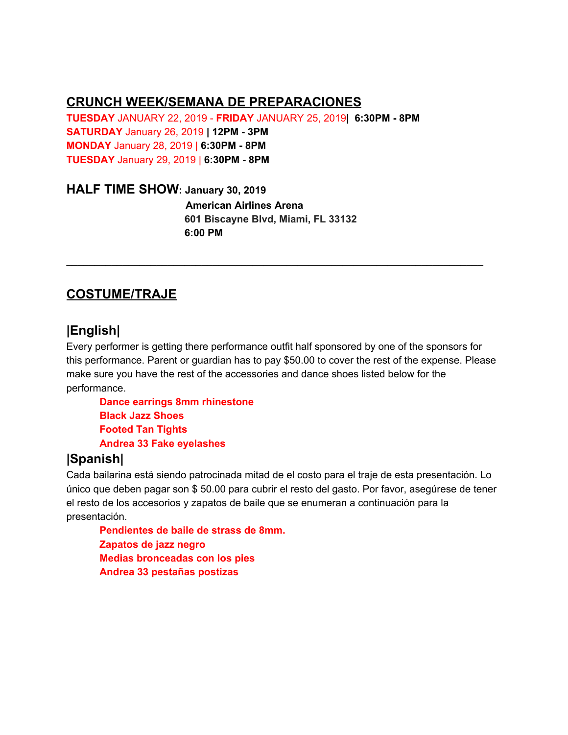## CRUNCH WEEK/SEMANA DE PREPARACIONES

**TUESDAY** JANUARY 22, 2019 - **FRIDAY** JANUARY 25, 2019**| 6:30PM - 8PM**
**SATURDAY** January 26, 2019 **| 12PM - 3PM**
**MONDAY** January 28, 2019 | **6:30PM - 8PM**
**TUESDAY** January 29, 2019 | **6:30PM - 8PM**

**HALF TIME SHOW: January 30, 2019**
**American Airlines Arena**
**601 Biscayne Blvd, Miami, FL 33132**
**6:00 PM**

---

## COSTUME/TRAJE

### |English|

Every performer is getting there performance outfit half sponsored by one of the sponsors for this performance. Parent or guardian has to pay $50.00 to cover the rest of the expense. Please make sure you have the rest of the accessories and dance shoes listed below for the performance.

- **Dance earrings 8mm rhinestone**
- **Black Jazz Shoes**
- **Footed Tan Tights**
- **Andrea 33 Fake eyelashes**

### |Spanish|

Cada bailarina está siendo patrocinada mitad de el costo para el traje de esta presentación. Lo único que deben pagar son $ 50.00 para cubrir el resto del gasto. Por favor, asegúrese de tener el resto de los accesorios y zapatos de baile que se enumeran a continuación para la presentación.

- **Pendientes de baile de strass de 8mm.**
- **Zapatos de jazz negro**
- **Medias bronceadas con los pies**
- **Andrea 33 pestañas postizas**